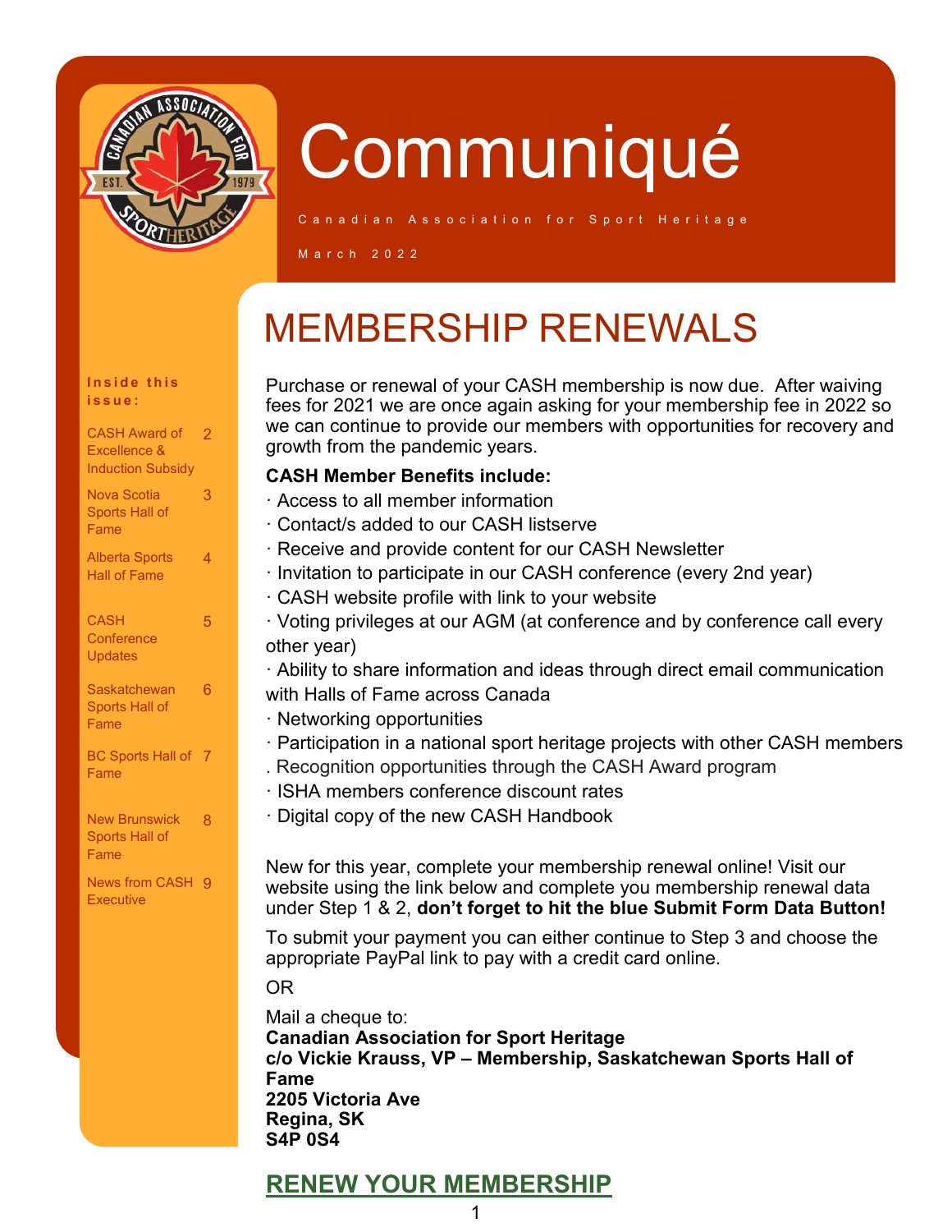# Communiqué

Canadian Association for Sport Heritage

March 2022

**Inside this issue:**

| | |
|---|---|
| CASH Award of Excellence & Induction Subsidy | 2 |
| Nova Scotia Sports Hall of Fame | 3 |
| Alberta Sports Hall of Fame | 4 |
| CASH Conference Updates | 5 |
| Saskatchewan Sports Hall of Fame | 6 |
| BC Sports Hall of Fame | 7 |
| New Brunswick Sports Hall of Fame | 8 |
| News from CASH Executive | 9 |

## MEMBERSHIP RENEWALS

Purchase or renewal of your CASH membership is now due. After waiving fees for 2021 we are once again asking for your membership fee in 2022 so we can continue to provide our members with opportunities for recovery and growth from the pandemic years.

**CASH Member Benefits include:**

· Access to all member information
· Contact/s added to our CASH listserve
· Receive and provide content for our CASH Newsletter
· Invitation to participate in our CASH conference (every 2nd year)
· CASH website profile with link to your website
· Voting privileges at our AGM (at conference and by conference call every other year)
· Ability to share information and ideas through direct email communication with Halls of Fame across Canada
· Networking opportunities
· Participation in a national sport heritage projects with other CASH members
. Recognition opportunities through the CASH Award program
· ISHA members conference discount rates
· Digital copy of the new CASH Handbook

New for this year, complete your membership renewal online! Visit our website using the link below and complete you membership renewal data under Step 1 & 2, **don't forget to hit the blue Submit Form Data Button!**

To submit your payment you can either continue to Step 3 and choose the appropriate PayPal link to pay with a credit card online.

OR

Mail a cheque to:
**Canadian Association for Sport Heritage**
**c/o Vickie Krauss, VP – Membership, Saskatchewan Sports Hall of Fame**
**2205 Victoria Ave**
**Regina, SK**
**S4P 0S4**

**RENEW YOUR MEMBERSHIP**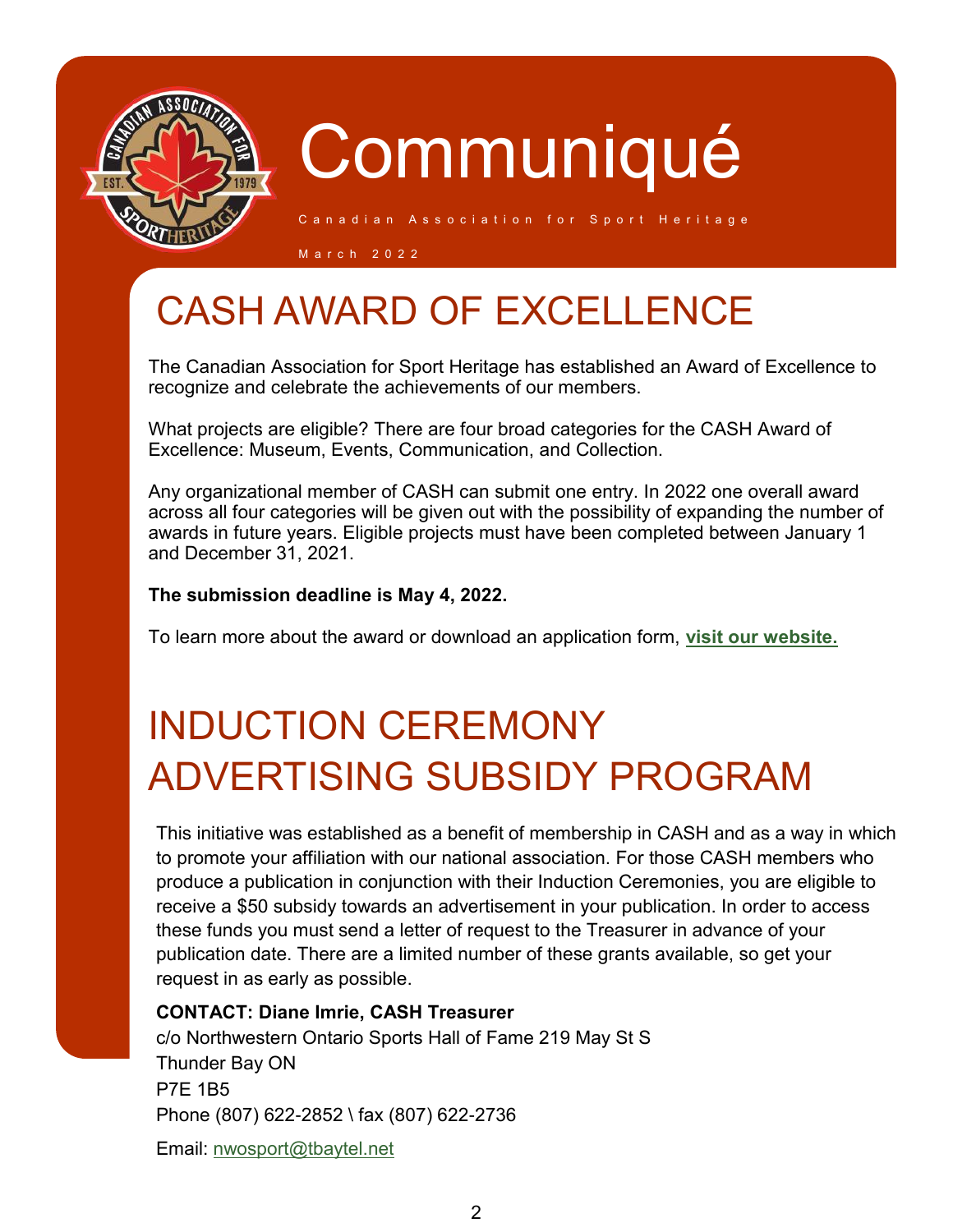# Communiqué

Canadian Association for Sport Heritage

March 2022

## CASH AWARD OF EXCELLENCE

The Canadian Association for Sport Heritage has established an Award of Excellence to recognize and celebrate the achievements of our members.

What projects are eligible? There are four broad categories for the CASH Award of Excellence: Museum, Events, Communication, and Collection.

Any organizational member of CASH can submit one entry. In 2022 one overall award across all four categories will be given out with the possibility of expanding the number of awards in future years. Eligible projects must have been completed between January 1 and December 31, 2021.

**The submission deadline is May 4, 2022.**

To learn more about the award or download an application form, **visit our website.**

## INDUCTION CEREMONY ADVERTISING SUBSIDY PROGRAM

This initiative was established as a benefit of membership in CASH and as a way in which to promote your affiliation with our national association. For those CASH members who produce a publication in conjunction with their Induction Ceremonies, you are eligible to receive a $50 subsidy towards an advertisement in your publication. In order to access these funds you must send a letter of request to the Treasurer in advance of your publication date. There are a limited number of these grants available, so get your request in as early as possible.

**CONTACT: Diane Imrie, CASH Treasurer**
c/o Northwestern Ontario Sports Hall of Fame 219 May St S
Thunder Bay ON
P7E 1B5
Phone (807) 622-2852 \ fax (807) 622-2736

Email: nwosport@tbaytel.net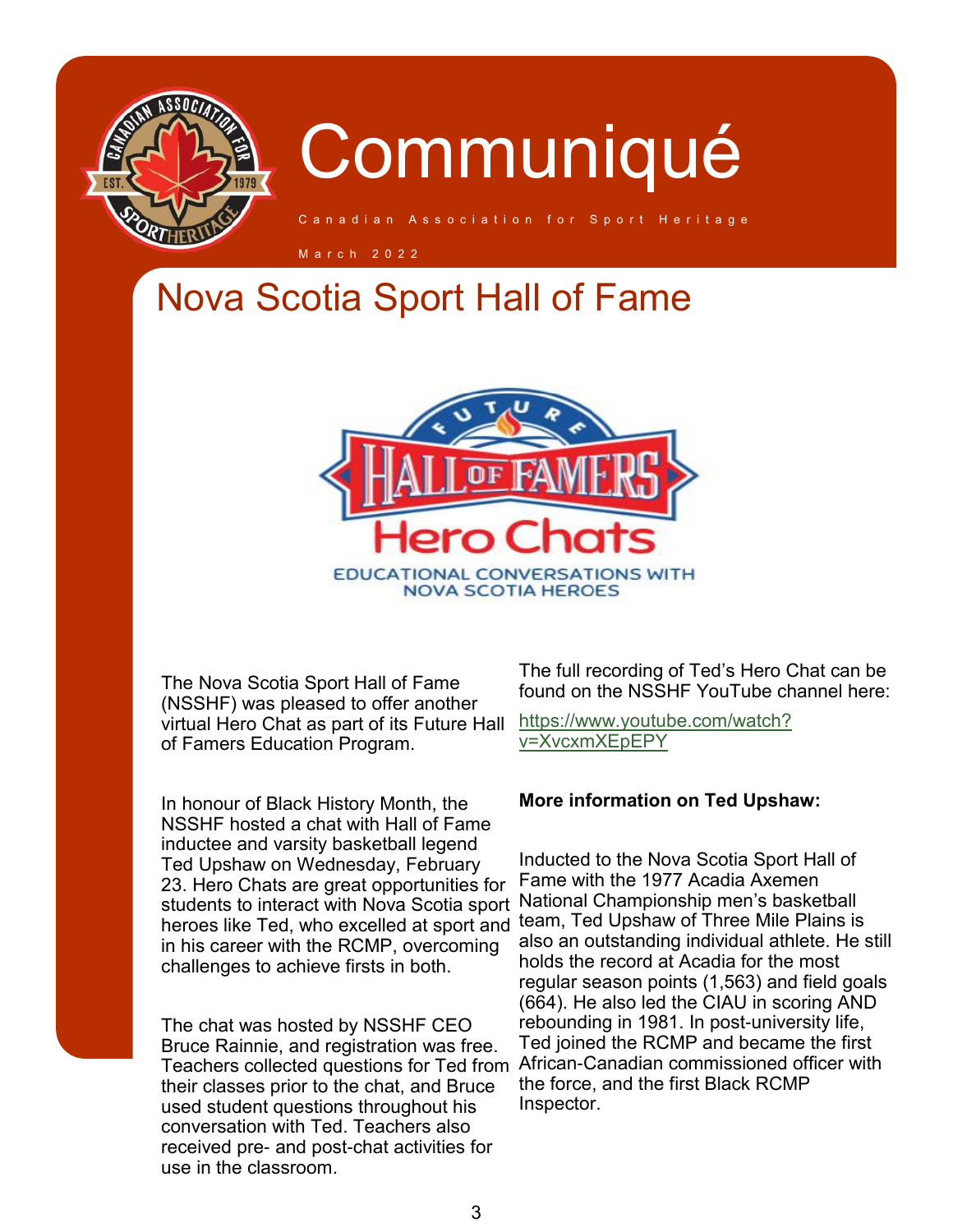# Communiqué

Canadian Association for Sport Heritage

March 2022

## Nova Scotia Sport Hall of Fame

The Nova Scotia Sport Hall of Fame (NSSHF) was pleased to offer another virtual Hero Chat as part of its Future Hall of Famers Education Program.

In honour of Black History Month, the NSSHF hosted a chat with Hall of Fame inductee and varsity basketball legend Ted Upshaw on Wednesday, February 23. Hero Chats are great opportunities for students to interact with Nova Scotia sport heroes like Ted, who excelled at sport and in his career with the RCMP, overcoming challenges to achieve firsts in both.

The chat was hosted by NSSHF CEO Bruce Rainnie, and registration was free. Teachers collected questions for Ted from their classes prior to the chat, and Bruce used student questions throughout his conversation with Ted. Teachers also received pre- and post-chat activities for use in the classroom.

The full recording of Ted's Hero Chat can be found on the NSSHF YouTube channel here:

https://www.youtube.com/watch?v=XvcxmXEpEPY

**More information on Ted Upshaw:**

Inducted to the Nova Scotia Sport Hall of Fame with the 1977 Acadia Axemen National Championship men's basketball team, Ted Upshaw of Three Mile Plains is also an outstanding individual athlete. He still holds the record at Acadia for the most regular season points (1,563) and field goals (664). He also led the CIAU in scoring AND rebounding in 1981. In post-university life, Ted joined the RCMP and became the first African-Canadian commissioned officer with the force, and the first Black RCMP Inspector.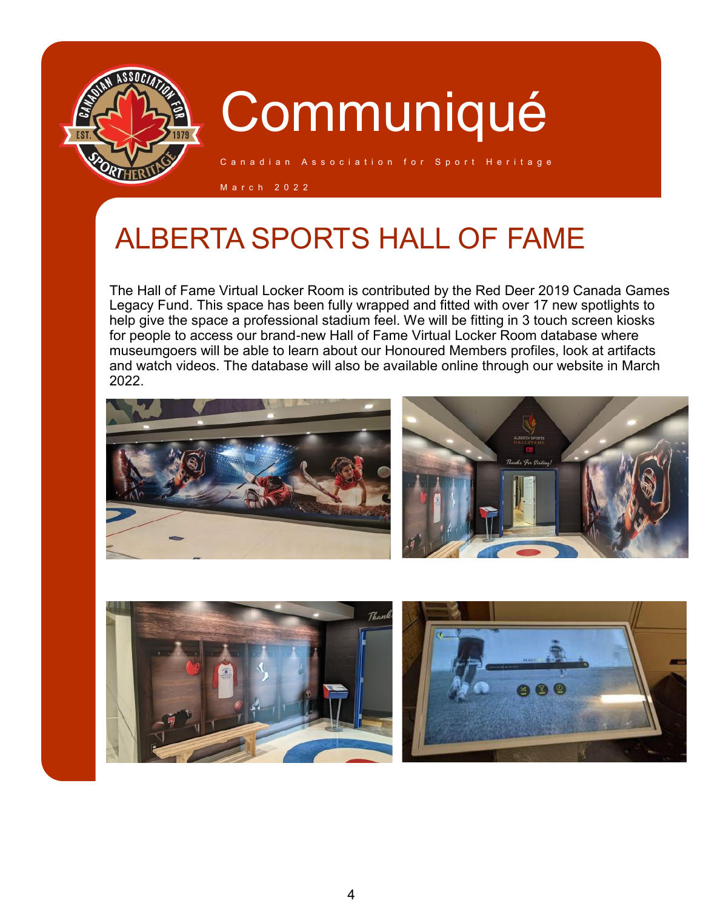# Communiqué

Canadian Association for Sport Heritage

March 2022

## ALBERTA SPORTS HALL OF FAME

The Hall of Fame Virtual Locker Room is contributed by the Red Deer 2019 Canada Games Legacy Fund. This space has been fully wrapped and fitted with over 17 new spotlights to help give the space a professional stadium feel. We will be fitting in 3 touch screen kiosks for people to access our brand-new Hall of Fame Virtual Locker Room database where museumgoers will be able to learn about our Honoured Members profiles, look at artifacts and watch videos. The database will also be available online through our website in March 2022.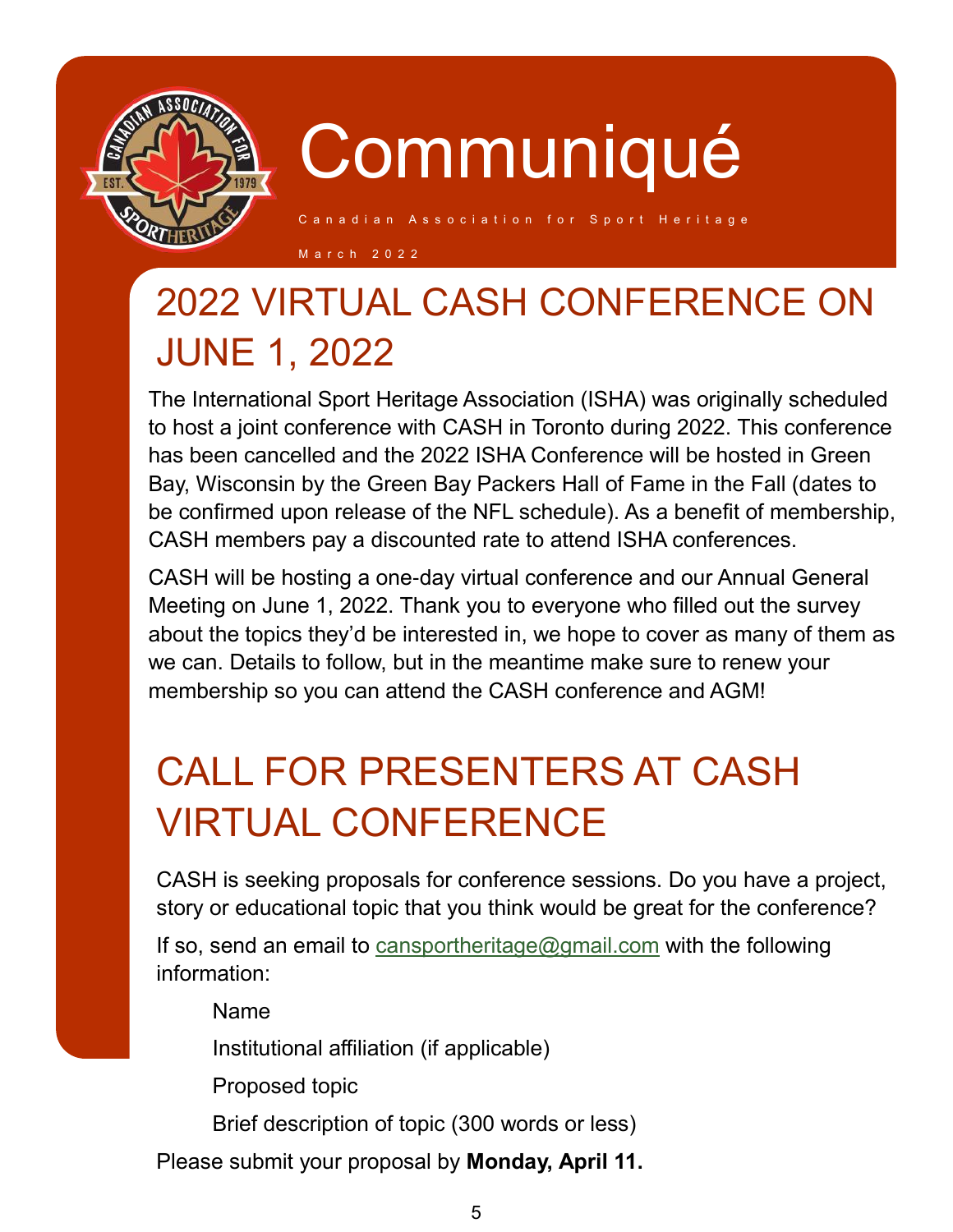# Communiqué

Canadian Association for Sport Heritage

March 2022

## 2022 VIRTUAL CASH CONFERENCE ON JUNE 1, 2022

The International Sport Heritage Association (ISHA) was originally scheduled to host a joint conference with CASH in Toronto during 2022. This conference has been cancelled and the 2022 ISHA Conference will be hosted in Green Bay, Wisconsin by the Green Bay Packers Hall of Fame in the Fall (dates to be confirmed upon release of the NFL schedule). As a benefit of membership, CASH members pay a discounted rate to attend ISHA conferences.

CASH will be hosting a one-day virtual conference and our Annual General Meeting on June 1, 2022. Thank you to everyone who filled out the survey about the topics they'd be interested in, we hope to cover as many of them as we can. Details to follow, but in the meantime make sure to renew your membership so you can attend the CASH conference and AGM!

## CALL FOR PRESENTERS AT CASH VIRTUAL CONFERENCE

CASH is seeking proposals for conference sessions. Do you have a project, story or educational topic that you think would be great for the conference?

If so, send an email to cansportheritage@gmail.com with the following information:

- Name
- Institutional affiliation (if applicable)
- Proposed topic
- Brief description of topic (300 words or less)

Please submit your proposal by **Monday, April 11.**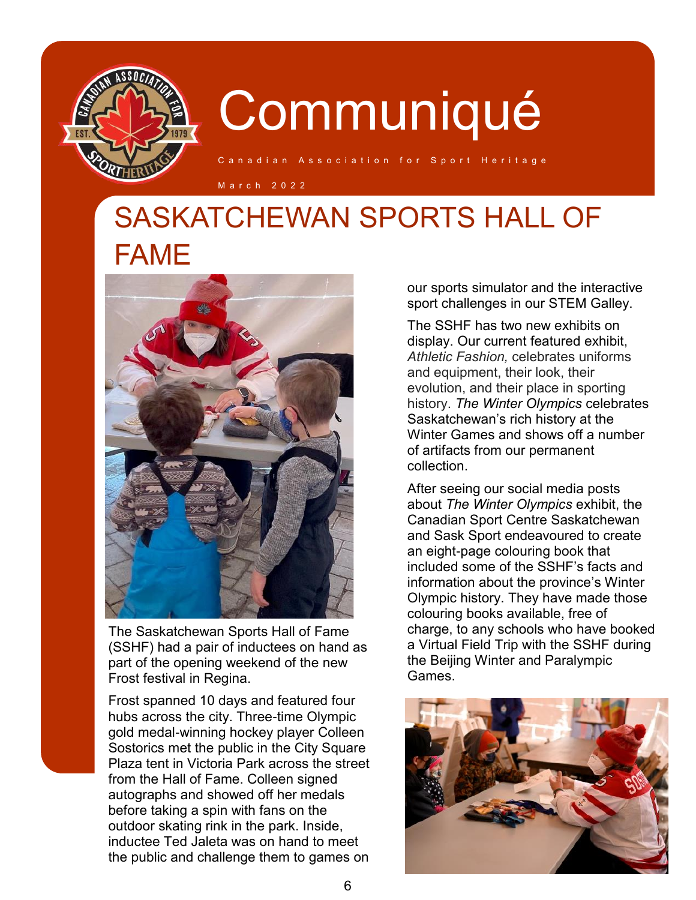# SASKATCHEWAN SPORTS HALL OF FAME

The Saskatchewan Sports Hall of Fame (SSHF) had a pair of inductees on hand as part of the opening weekend of the new Frost festival in Regina.

Frost spanned 10 days and featured four hubs across the city. Three-time Olympic gold medal-winning hockey player Colleen Sostorics met the public in the City Square Plaza tent in Victoria Park across the street from the Hall of Fame. Colleen signed autographs and showed off her medals before taking a spin with fans on the outdoor skating rink in the park. Inside, inductee Ted Jaleta was on hand to meet the public and challenge them to games on our sports simulator and the interactive sport challenges in our STEM Galley.

The SSHF has two new exhibits on display. Our current featured exhibit, *Athletic Fashion,* celebrates uniforms and equipment, their look, their evolution, and their place in sporting history. *The Winter Olympics* celebrates Saskatchewan's rich history at the Winter Games and shows off a number of artifacts from our permanent collection.

After seeing our social media posts about *The Winter Olympics* exhibit, the Canadian Sport Centre Saskatchewan and Sask Sport endeavoured to create an eight-page colouring book that included some of the SSHF's facts and information about the province's Winter Olympic history. They have made those colouring books available, free of charge, to any schools who have booked a Virtual Field Trip with the SSHF during the Beijing Winter and Paralympic Games.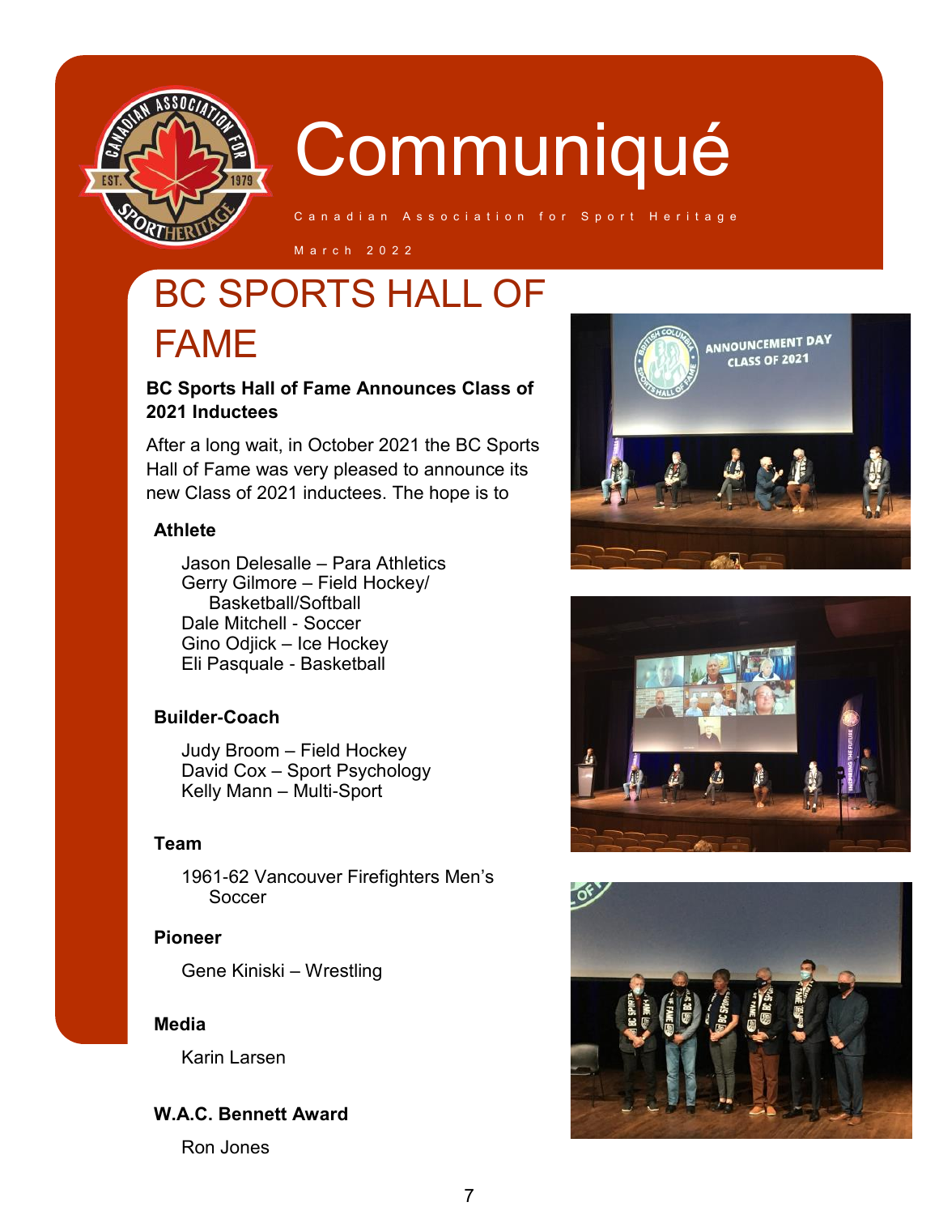# Communiqué

Canadian Association for Sport Heritage

March 2022

## BC SPORTS HALL OF FAME

**BC Sports Hall of Fame Announces Class of 2021 Inductees**

After a long wait, in October 2021 the BC Sports Hall of Fame was very pleased to announce its new Class of 2021 inductees. The hope is to

**Athlete**

Jason Delesalle – Para Athletics
Gerry Gilmore – Field Hockey/Basketball/Softball
Dale Mitchell - Soccer
Gino Odjick – Ice Hockey
Eli Pasquale - Basketball

**Builder-Coach**

Judy Broom – Field Hockey
David Cox – Sport Psychology
Kelly Mann – Multi-Sport

**Team**

1961-62 Vancouver Firefighters Men's Soccer

**Pioneer**

Gene Kiniski – Wrestling

**Media**

Karin Larsen

**W.A.C. Bennett Award**

Ron Jones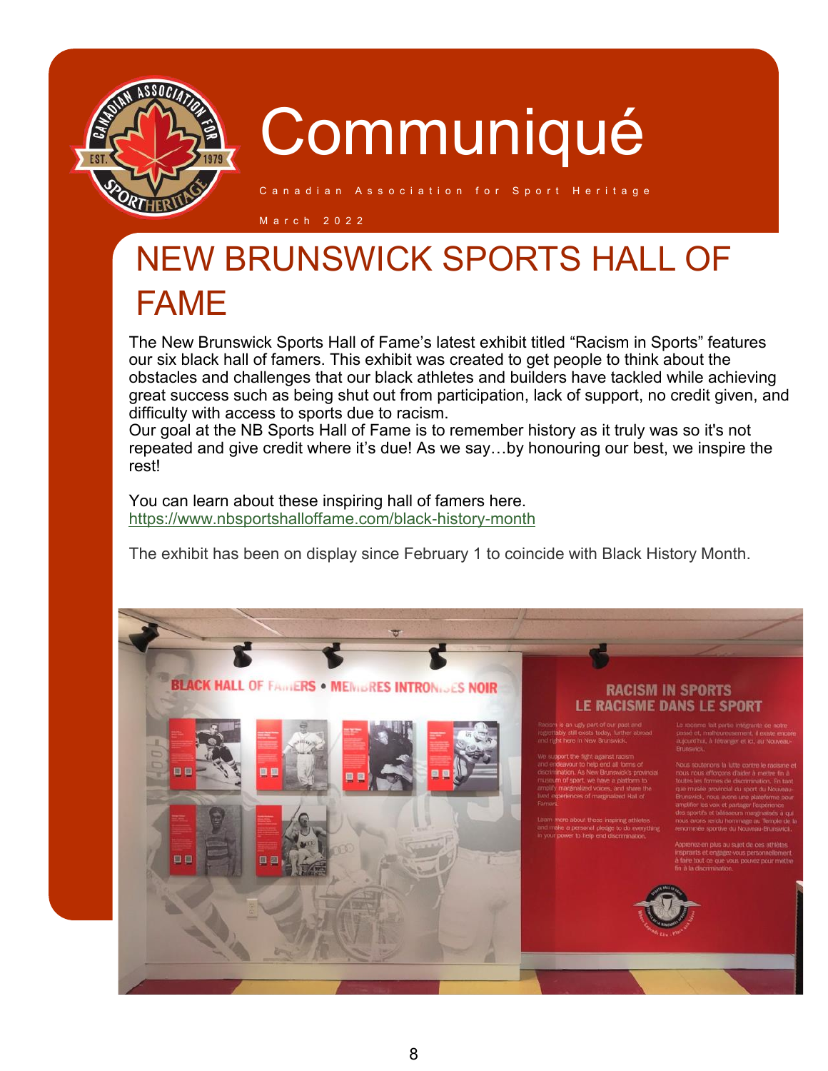# Communiqué

Canadian Association for Sport Heritage

March 2022

## NEW BRUNSWICK SPORTS HALL OF FAME

The New Brunswick Sports Hall of Fame's latest exhibit titled "Racism in Sports" features our six black hall of famers. This exhibit was created to get people to think about the obstacles and challenges that our black athletes and builders have tackled while achieving great success such as being shut out from participation, lack of support, no credit given, and difficulty with access to sports due to racism.
Our goal at the NB Sports Hall of Fame is to remember history as it truly was so it's not repeated and give credit where it's due! As we say…by honouring our best, we inspire the rest!

You can learn about these inspiring hall of famers here.
https://www.nbsportshalloffame.com/black-history-month

The exhibit has been on display since February 1 to coincide with Black History Month.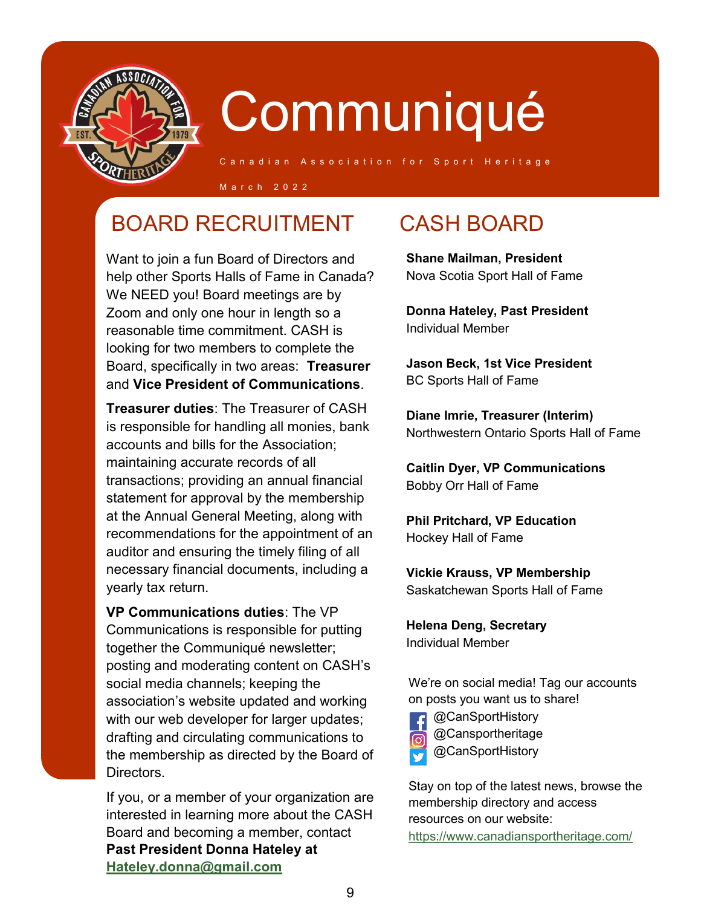# Communiqué

Canadian Association for Sport Heritage

March 2022

## BOARD RECRUITMENT

Want to join a fun Board of Directors and help other Sports Halls of Fame in Canada? We NEED you! Board meetings are by Zoom and only one hour in length so a reasonable time commitment. CASH is looking for two members to complete the Board, specifically in two areas: **Treasurer** and **Vice President of Communications**.

**Treasurer duties**: The Treasurer of CASH is responsible for handling all monies, bank accounts and bills for the Association; maintaining accurate records of all transactions; providing an annual financial statement for approval by the membership at the Annual General Meeting, along with recommendations for the appointment of an auditor and ensuring the timely filing of all necessary financial documents, including a yearly tax return.

**VP Communications duties**: The VP Communications is responsible for putting together the Communiqué newsletter; posting and moderating content on CASH's social media channels; keeping the association's website updated and working with our web developer for larger updates; drafting and circulating communications to the membership as directed by the Board of Directors.

If you, or a member of your organization are interested in learning more about the CASH Board and becoming a member, contact **Past President Donna Hateley at** **Hateley.donna@gmail.com**

## CASH BOARD

**Shane Mailman, President**
Nova Scotia Sport Hall of Fame

**Donna Hateley, Past President**
Individual Member

**Jason Beck, 1st Vice President**
BC Sports Hall of Fame

**Diane Imrie, Treasurer (Interim)**
Northwestern Ontario Sports Hall of Fame

**Caitlin Dyer, VP Communications**
Bobby Orr Hall of Fame

**Phil Pritchard, VP Education**
Hockey Hall of Fame

**Vickie Krauss, VP Membership**
Saskatchewan Sports Hall of Fame

**Helena Deng, Secretary**
Individual Member

We're on social media! Tag our accounts on posts you want us to share!

@CanSportHistory
@Cansportheritage
@CanSportHistory

Stay on top of the latest news, browse the membership directory and access resources on our website:
https://www.canadiansportheritage.com/